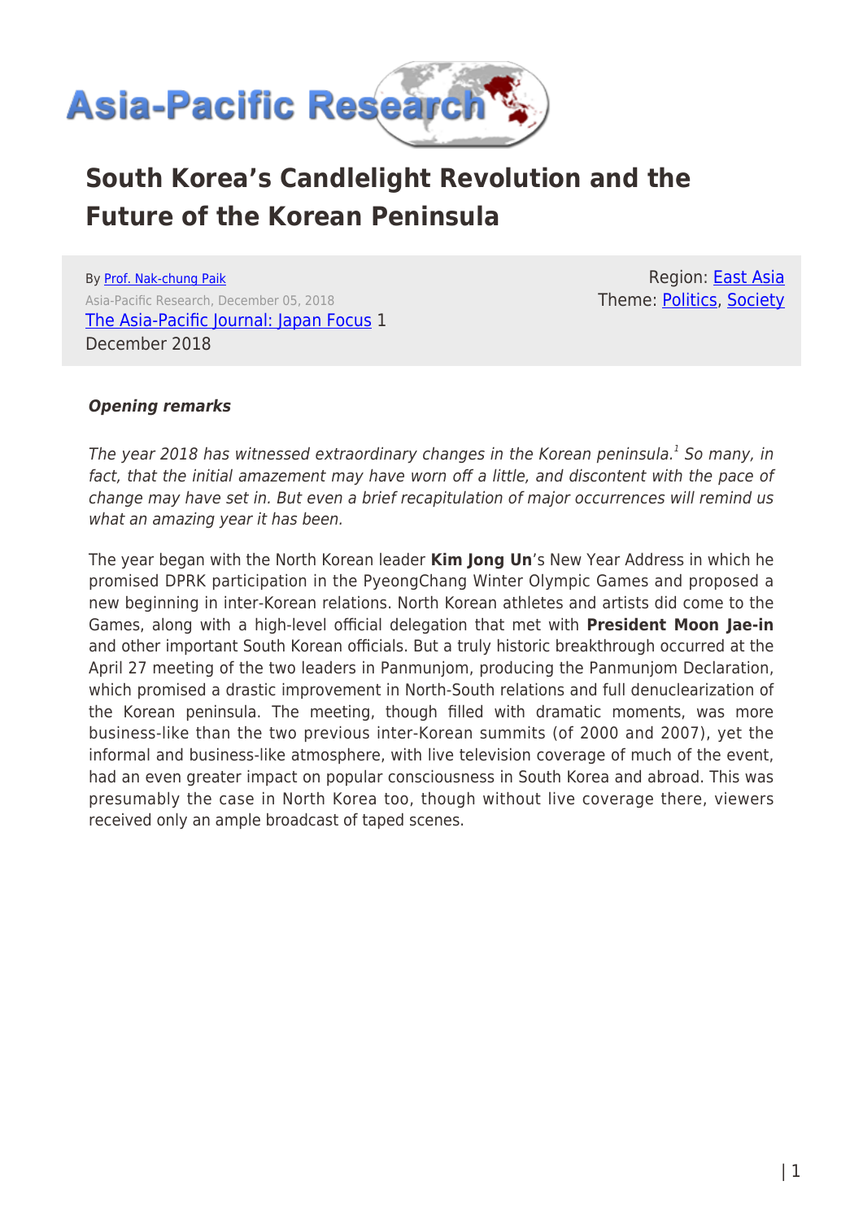# South Korea's Candlelight Revolution and the Future of the Korean Peninsula

By Prof. Nak-chung Paik
Asia-Pacific Research, December 05, 2018
The Asia-Pacific Journal: Japan Focus 1 December 2018

Region: East Asia
Theme: Politics, Society

***Opening remarks***

*The year 2018 has witnessed extraordinary changes in the Korean peninsula.*[1] *So many, in fact, that the initial amazement may have worn off a little, and discontent with the pace of change may have set in. But even a brief recapitulation of major occurrences will remind us what an amazing year it has been.*

The year began with the North Korean leader **Kim Jong Un**'s New Year Address in which he promised DPRK participation in the PyeongChang Winter Olympic Games and proposed a new beginning in inter-Korean relations. North Korean athletes and artists did come to the Games, along with a high-level official delegation that met with **President Moon Jae-in** and other important South Korean officials. But a truly historic breakthrough occurred at the April 27 meeting of the two leaders in Panmunjom, producing the Panmunjom Declaration, which promised a drastic improvement in North-South relations and full denuclearization of the Korean peninsula. The meeting, though filled with dramatic moments, was more business-like than the two previous inter-Korean summits (of 2000 and 2007), yet the informal and business-like atmosphere, with live television coverage of much of the event, had an even greater impact on popular consciousness in South Korea and abroad. This was presumably the case in North Korea too, though without live coverage there, viewers received only an ample broadcast of taped scenes.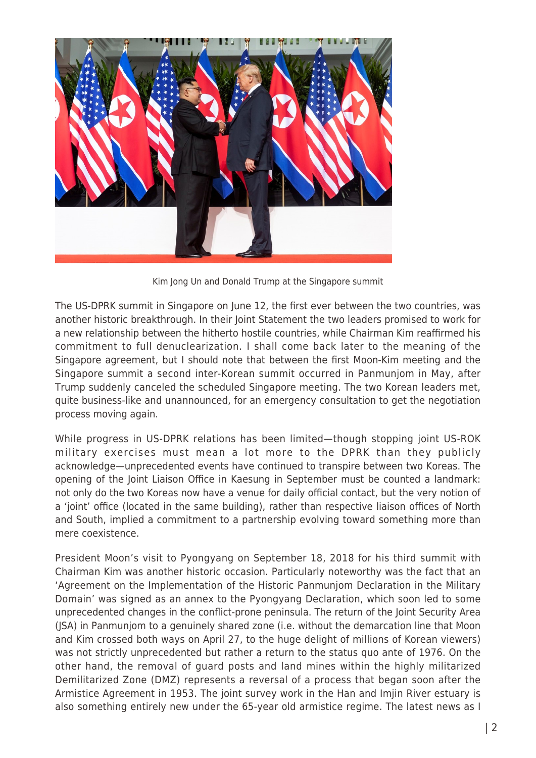Kim Jong Un and Donald Trump at the Singapore summit

The US-DPRK summit in Singapore on June 12, the first ever between the two countries, was another historic breakthrough. In their Joint Statement the two leaders promised to work for a new relationship between the hitherto hostile countries, while Chairman Kim reaffirmed his commitment to full denuclearization. I shall come back later to the meaning of the Singapore agreement, but I should note that between the first Moon-Kim meeting and the Singapore summit a second inter-Korean summit occurred in Panmunjom in May, after Trump suddenly canceled the scheduled Singapore meeting. The two Korean leaders met, quite business-like and unannounced, for an emergency consultation to get the negotiation process moving again.

While progress in US-DPRK relations has been limited—though stopping joint US-ROK military exercises must mean a lot more to the DPRK than they publicly acknowledge—unprecedented events have continued to transpire between two Koreas. The opening of the Joint Liaison Office in Kaesung in September must be counted a landmark: not only do the two Koreas now have a venue for daily official contact, but the very notion of a 'joint' office (located in the same building), rather than respective liaison offices of North and South, implied a commitment to a partnership evolving toward something more than mere coexistence.

President Moon's visit to Pyongyang on September 18, 2018 for his third summit with Chairman Kim was another historic occasion. Particularly noteworthy was the fact that an 'Agreement on the Implementation of the Historic Panmunjom Declaration in the Military Domain' was signed as an annex to the Pyongyang Declaration, which soon led to some unprecedented changes in the conflict-prone peninsula. The return of the Joint Security Area (JSA) in Panmunjom to a genuinely shared zone (i.e. without the demarcation line that Moon and Kim crossed both ways on April 27, to the huge delight of millions of Korean viewers) was not strictly unprecedented but rather a return to the status quo ante of 1976. On the other hand, the removal of guard posts and land mines within the highly militarized Demilitarized Zone (DMZ) represents a reversal of a process that began soon after the Armistice Agreement in 1953. The joint survey work in the Han and Imjin River estuary is also something entirely new under the 65-year old armistice regime. The latest news as I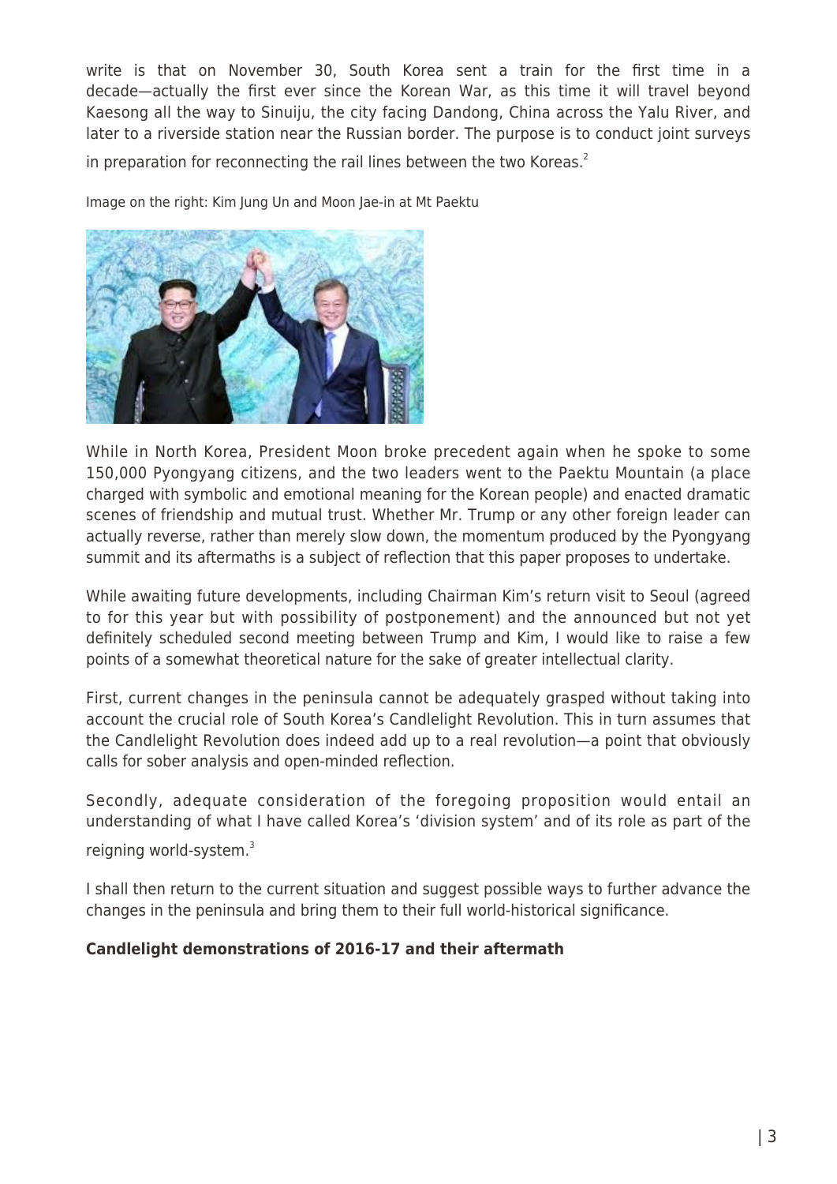write is that on November 30, South Korea sent a train for the first time in a decade—actually the first ever since the Korean War, as this time it will travel beyond Kaesong all the way to Sinuiju, the city facing Dandong, China across the Yalu River, and later to a riverside station near the Russian border. The purpose is to conduct joint surveys in preparation for reconnecting the rail lines between the two Koreas.[2]

Image on the right: Kim Jung Un and Moon Jae-in at Mt Paektu

While in North Korea, President Moon broke precedent again when he spoke to some 150,000 Pyongyang citizens, and the two leaders went to the Paektu Mountain (a place charged with symbolic and emotional meaning for the Korean people) and enacted dramatic scenes of friendship and mutual trust. Whether Mr. Trump or any other foreign leader can actually reverse, rather than merely slow down, the momentum produced by the Pyongyang summit and its aftermaths is a subject of reflection that this paper proposes to undertake.

While awaiting future developments, including Chairman Kim's return visit to Seoul (agreed to for this year but with possibility of postponement) and the announced but not yet definitely scheduled second meeting between Trump and Kim, I would like to raise a few points of a somewhat theoretical nature for the sake of greater intellectual clarity.

First, current changes in the peninsula cannot be adequately grasped without taking into account the crucial role of South Korea's Candlelight Revolution. This in turn assumes that the Candlelight Revolution does indeed add up to a real revolution—a point that obviously calls for sober analysis and open-minded reflection.

Secondly, adequate consideration of the foregoing proposition would entail an understanding of what I have called Korea's 'division system' and of its role as part of the reigning world-system.[3]

I shall then return to the current situation and suggest possible ways to further advance the changes in the peninsula and bring them to their full world-historical significance.

**Candlelight demonstrations of 2016-17 and their aftermath**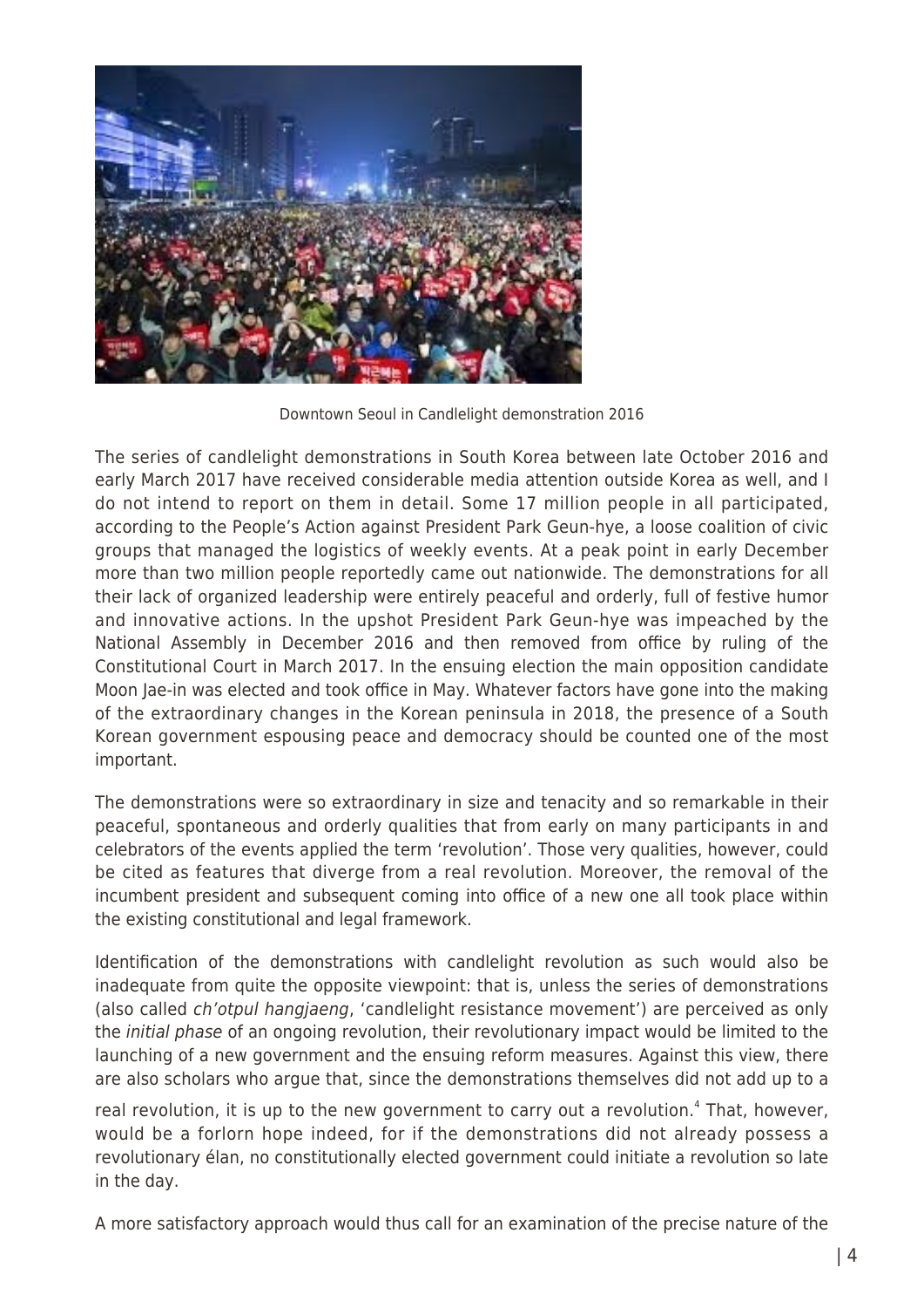Downtown Seoul in Candlelight demonstration 2016

The series of candlelight demonstrations in South Korea between late October 2016 and early March 2017 have received considerable media attention outside Korea as well, and I do not intend to report on them in detail. Some 17 million people in all participated, according to the People's Action against President Park Geun-hye, a loose coalition of civic groups that managed the logistics of weekly events. At a peak point in early December more than two million people reportedly came out nationwide. The demonstrations for all their lack of organized leadership were entirely peaceful and orderly, full of festive humor and innovative actions. In the upshot President Park Geun-hye was impeached by the National Assembly in December 2016 and then removed from office by ruling of the Constitutional Court in March 2017. In the ensuing election the main opposition candidate Moon Jae-in was elected and took office in May. Whatever factors have gone into the making of the extraordinary changes in the Korean peninsula in 2018, the presence of a South Korean government espousing peace and democracy should be counted one of the most important.

The demonstrations were so extraordinary in size and tenacity and so remarkable in their peaceful, spontaneous and orderly qualities that from early on many participants in and celebrators of the events applied the term 'revolution'. Those very qualities, however, could be cited as features that diverge from a real revolution. Moreover, the removal of the incumbent president and subsequent coming into office of a new one all took place within the existing constitutional and legal framework.

Identification of the demonstrations with candlelight revolution as such would also be inadequate from quite the opposite viewpoint: that is, unless the series of demonstrations (also called *ch'otpul hangjaeng*, 'candlelight resistance movement') are perceived as only the *initial phase* of an ongoing revolution, their revolutionary impact would be limited to the launching of a new government and the ensuing reform measures. Against this view, there are also scholars who argue that, since the demonstrations themselves did not add up to a real revolution, it is up to the new government to carry out a revolution.[4] That, however, would be a forlorn hope indeed, for if the demonstrations did not already possess a revolutionary élan, no constitutionally elected government could initiate a revolution so late in the day.

A more satisfactory approach would thus call for an examination of the precise nature of the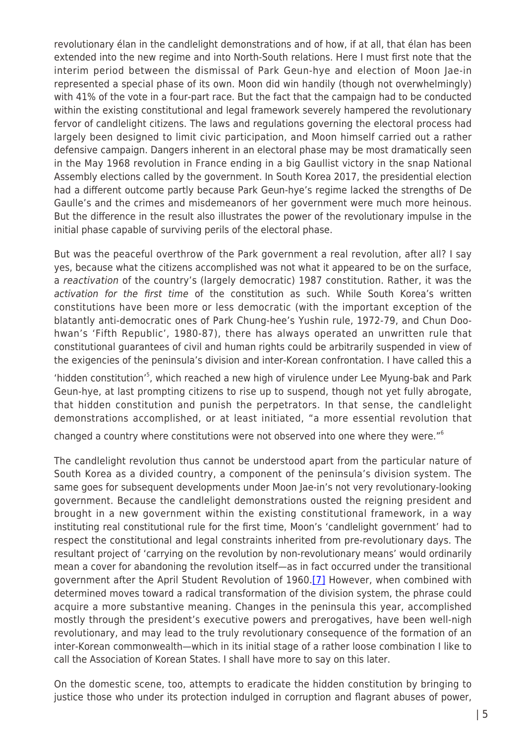revolutionary élan in the candlelight demonstrations and of how, if at all, that élan has been extended into the new regime and into North-South relations. Here I must first note that the interim period between the dismissal of Park Geun-hye and election of Moon Jae-in represented a special phase of its own. Moon did win handily (though not overwhelmingly) with 41% of the vote in a four-part race. But the fact that the campaign had to be conducted within the existing constitutional and legal framework severely hampered the revolutionary fervor of candlelight citizens. The laws and regulations governing the electoral process had largely been designed to limit civic participation, and Moon himself carried out a rather defensive campaign. Dangers inherent in an electoral phase may be most dramatically seen in the May 1968 revolution in France ending in a big Gaullist victory in the snap National Assembly elections called by the government. In South Korea 2017, the presidential election had a different outcome partly because Park Geun-hye's regime lacked the strengths of De Gaulle's and the crimes and misdemeanors of her government were much more heinous. But the difference in the result also illustrates the power of the revolutionary impulse in the initial phase capable of surviving perils of the electoral phase.

But was the peaceful overthrow of the Park government a real revolution, after all? I say yes, because what the citizens accomplished was not what it appeared to be on the surface, a *reactivation* of the country's (largely democratic) 1987 constitution. Rather, it was the *activation for the first time* of the constitution as such. While South Korea's written constitutions have been more or less democratic (with the important exception of the blatantly anti-democratic ones of Park Chung-hee's Yushin rule, 1972-79, and Chun Doo-hwan's 'Fifth Republic', 1980-87), there has always operated an unwritten rule that constitutional guarantees of civil and human rights could be arbitrarily suspended in view of the exigencies of the peninsula's division and inter-Korean confrontation. I have called this a 'hidden constitution'[5], which reached a new high of virulence under Lee Myung-bak and Park Geun-hye, at last prompting citizens to rise up to suspend, though not yet fully abrogate, that hidden constitution and punish the perpetrators. In that sense, the candlelight demonstrations accomplished, or at least initiated, "a more essential revolution that changed a country where constitutions were not observed into one where they were."[6]

The candlelight revolution thus cannot be understood apart from the particular nature of South Korea as a divided country, a component of the peninsula's division system. The same goes for subsequent developments under Moon Jae-in's not very revolutionary-looking government. Because the candlelight demonstrations ousted the reigning president and brought in a new government within the existing constitutional framework, in a way instituting real constitutional rule for the first time, Moon's 'candlelight government' had to respect the constitutional and legal constraints inherited from pre-revolutionary days. The resultant project of 'carrying on the revolution by non-revolutionary means' would ordinarily mean a cover for abandoning the revolution itself—as in fact occurred under the transitional government after the April Student Revolution of 1960.[7] However, when combined with determined moves toward a radical transformation of the division system, the phrase could acquire a more substantive meaning. Changes in the peninsula this year, accomplished mostly through the president's executive powers and prerogatives, have been well-nigh revolutionary, and may lead to the truly revolutionary consequence of the formation of an inter-Korean commonwealth—which in its initial stage of a rather loose combination I like to call the Association of Korean States. I shall have more to say on this later.

On the domestic scene, too, attempts to eradicate the hidden constitution by bringing to justice those who under its protection indulged in corruption and flagrant abuses of power,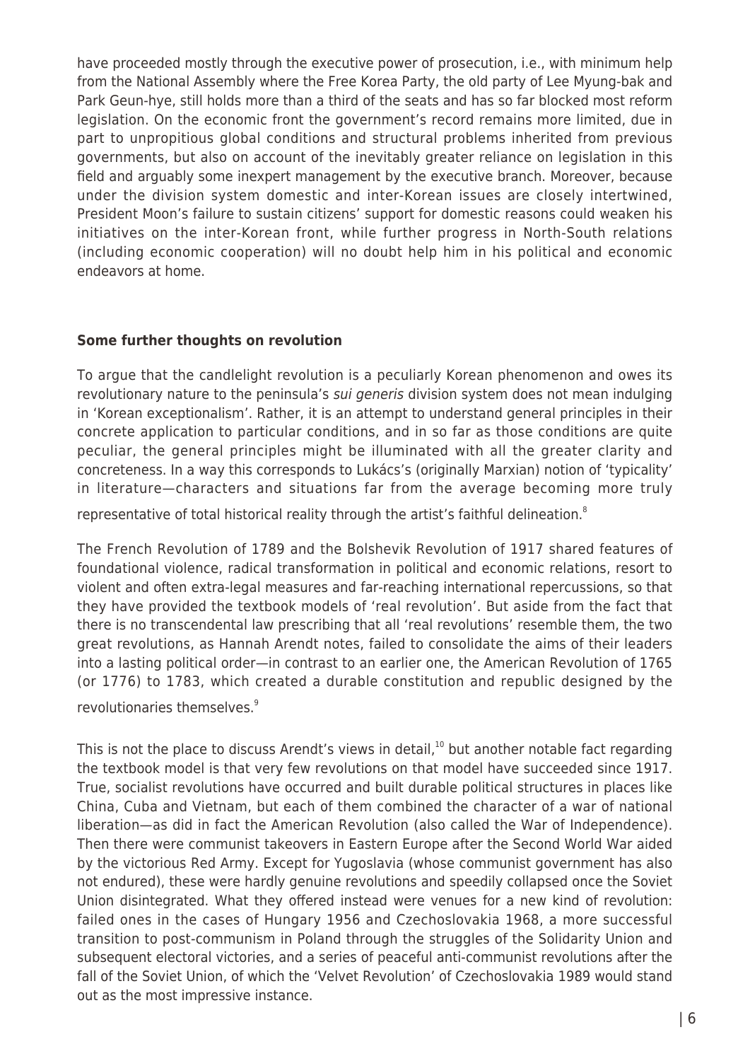have proceeded mostly through the executive power of prosecution, i.e., with minimum help from the National Assembly where the Free Korea Party, the old party of Lee Myung-bak and Park Geun-hye, still holds more than a third of the seats and has so far blocked most reform legislation. On the economic front the government's record remains more limited, due in part to unpropitious global conditions and structural problems inherited from previous governments, but also on account of the inevitably greater reliance on legislation in this field and arguably some inexpert management by the executive branch. Moreover, because under the division system domestic and inter-Korean issues are closely intertwined, President Moon's failure to sustain citizens' support for domestic reasons could weaken his initiatives on the inter-Korean front, while further progress in North-South relations (including economic cooperation) will no doubt help him in his political and economic endeavors at home.

**Some further thoughts on revolution**

To argue that the candlelight revolution is a peculiarly Korean phenomenon and owes its revolutionary nature to the peninsula's *sui generis* division system does not mean indulging in 'Korean exceptionalism'. Rather, it is an attempt to understand general principles in their concrete application to particular conditions, and in so far as those conditions are quite peculiar, the general principles might be illuminated with all the greater clarity and concreteness. In a way this corresponds to Lukács's (originally Marxian) notion of 'typicality' in literature—characters and situations far from the average becoming more truly representative of total historical reality through the artist's faithful delineation.[8]

The French Revolution of 1789 and the Bolshevik Revolution of 1917 shared features of foundational violence, radical transformation in political and economic relations, resort to violent and often extra-legal measures and far-reaching international repercussions, so that they have provided the textbook models of 'real revolution'. But aside from the fact that there is no transcendental law prescribing that all 'real revolutions' resemble them, the two great revolutions, as Hannah Arendt notes, failed to consolidate the aims of their leaders into a lasting political order—in contrast to an earlier one, the American Revolution of 1765 (or 1776) to 1783, which created a durable constitution and republic designed by the revolutionaries themselves.[9]

This is not the place to discuss Arendt's views in detail,[10] but another notable fact regarding the textbook model is that very few revolutions on that model have succeeded since 1917. True, socialist revolutions have occurred and built durable political structures in places like China, Cuba and Vietnam, but each of them combined the character of a war of national liberation—as did in fact the American Revolution (also called the War of Independence). Then there were communist takeovers in Eastern Europe after the Second World War aided by the victorious Red Army. Except for Yugoslavia (whose communist government has also not endured), these were hardly genuine revolutions and speedily collapsed once the Soviet Union disintegrated. What they offered instead were venues for a new kind of revolution: failed ones in the cases of Hungary 1956 and Czechoslovakia 1968, a more successful transition to post-communism in Poland through the struggles of the Solidarity Union and subsequent electoral victories, and a series of peaceful anti-communist revolutions after the fall of the Soviet Union, of which the 'Velvet Revolution' of Czechoslovakia 1989 would stand out as the most impressive instance.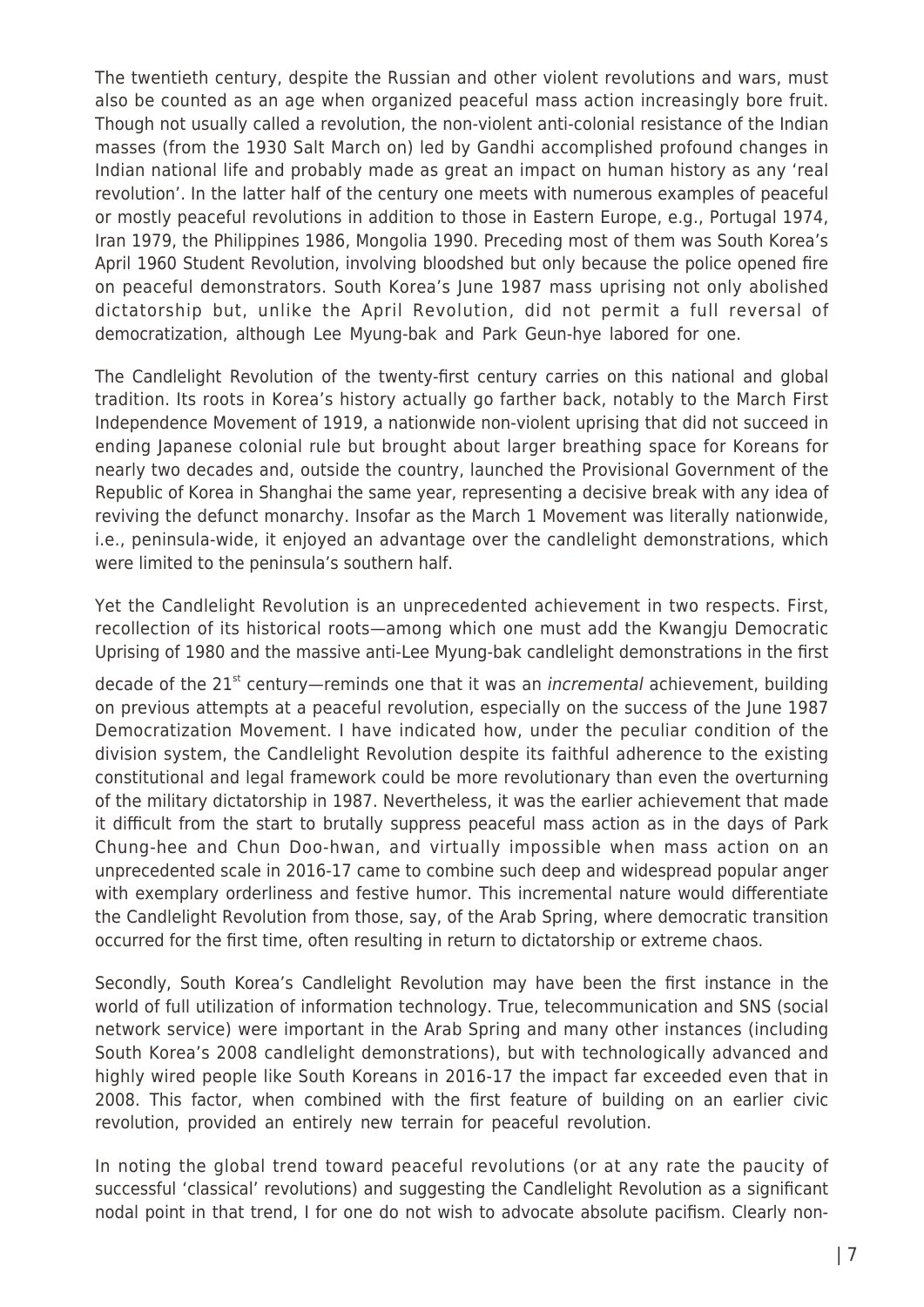The twentieth century, despite the Russian and other violent revolutions and wars, must also be counted as an age when organized peaceful mass action increasingly bore fruit. Though not usually called a revolution, the non-violent anti-colonial resistance of the Indian masses (from the 1930 Salt March on) led by Gandhi accomplished profound changes in Indian national life and probably made as great an impact on human history as any 'real revolution'. In the latter half of the century one meets with numerous examples of peaceful or mostly peaceful revolutions in addition to those in Eastern Europe, e.g., Portugal 1974, Iran 1979, the Philippines 1986, Mongolia 1990. Preceding most of them was South Korea's April 1960 Student Revolution, involving bloodshed but only because the police opened fire on peaceful demonstrators. South Korea's June 1987 mass uprising not only abolished dictatorship but, unlike the April Revolution, did not permit a full reversal of democratization, although Lee Myung-bak and Park Geun-hye labored for one.

The Candlelight Revolution of the twenty-first century carries on this national and global tradition. Its roots in Korea's history actually go farther back, notably to the March First Independence Movement of 1919, a nationwide non-violent uprising that did not succeed in ending Japanese colonial rule but brought about larger breathing space for Koreans for nearly two decades and, outside the country, launched the Provisional Government of the Republic of Korea in Shanghai the same year, representing a decisive break with any idea of reviving the defunct monarchy. Insofar as the March 1 Movement was literally nationwide, i.e., peninsula-wide, it enjoyed an advantage over the candlelight demonstrations, which were limited to the peninsula's southern half.

Yet the Candlelight Revolution is an unprecedented achievement in two respects. First, recollection of its historical roots—among which one must add the Kwangju Democratic Uprising of 1980 and the massive anti-Lee Myung-bak candlelight demonstrations in the first decade of the 21st century—reminds one that it was an *incremental* achievement, building on previous attempts at a peaceful revolution, especially on the success of the June 1987 Democratization Movement. I have indicated how, under the peculiar condition of the division system, the Candlelight Revolution despite its faithful adherence to the existing constitutional and legal framework could be more revolutionary than even the overturning of the military dictatorship in 1987. Nevertheless, it was the earlier achievement that made it difficult from the start to brutally suppress peaceful mass action as in the days of Park Chung-hee and Chun Doo-hwan, and virtually impossible when mass action on an unprecedented scale in 2016-17 came to combine such deep and widespread popular anger with exemplary orderliness and festive humor. This incremental nature would differentiate the Candlelight Revolution from those, say, of the Arab Spring, where democratic transition occurred for the first time, often resulting in return to dictatorship or extreme chaos.

Secondly, South Korea's Candlelight Revolution may have been the first instance in the world of full utilization of information technology. True, telecommunication and SNS (social network service) were important in the Arab Spring and many other instances (including South Korea's 2008 candlelight demonstrations), but with technologically advanced and highly wired people like South Koreans in 2016-17 the impact far exceeded even that in 2008. This factor, when combined with the first feature of building on an earlier civic revolution, provided an entirely new terrain for peaceful revolution.

In noting the global trend toward peaceful revolutions (or at any rate the paucity of successful 'classical' revolutions) and suggesting the Candlelight Revolution as a significant nodal point in that trend, I for one do not wish to advocate absolute pacifism. Clearly non-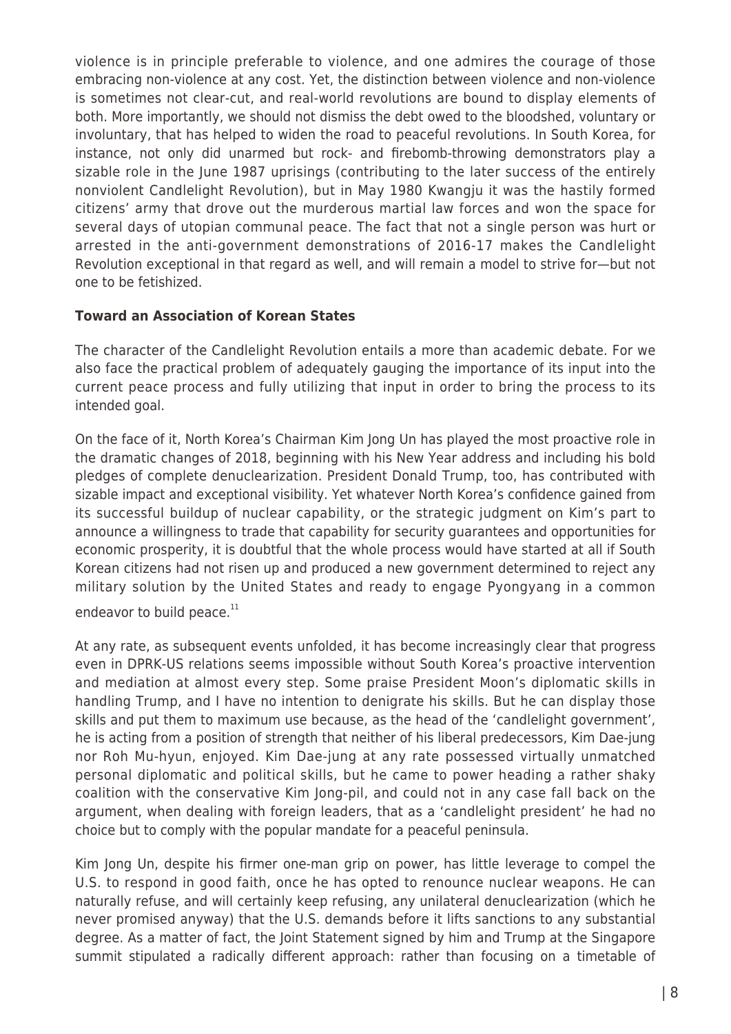violence is in principle preferable to violence, and one admires the courage of those embracing non-violence at any cost. Yet, the distinction between violence and non-violence is sometimes not clear-cut, and real-world revolutions are bound to display elements of both. More importantly, we should not dismiss the debt owed to the bloodshed, voluntary or involuntary, that has helped to widen the road to peaceful revolutions. In South Korea, for instance, not only did unarmed but rock- and firebomb-throwing demonstrators play a sizable role in the June 1987 uprisings (contributing to the later success of the entirely nonviolent Candlelight Revolution), but in May 1980 Kwangju it was the hastily formed citizens' army that drove out the murderous martial law forces and won the space for several days of utopian communal peace. The fact that not a single person was hurt or arrested in the anti-government demonstrations of 2016-17 makes the Candlelight Revolution exceptional in that regard as well, and will remain a model to strive for—but not one to be fetishized.

**Toward an Association of Korean States**

The character of the Candlelight Revolution entails a more than academic debate. For we also face the practical problem of adequately gauging the importance of its input into the current peace process and fully utilizing that input in order to bring the process to its intended goal.

On the face of it, North Korea's Chairman Kim Jong Un has played the most proactive role in the dramatic changes of 2018, beginning with his New Year address and including his bold pledges of complete denuclearization. President Donald Trump, too, has contributed with sizable impact and exceptional visibility. Yet whatever North Korea's confidence gained from its successful buildup of nuclear capability, or the strategic judgment on Kim's part to announce a willingness to trade that capability for security guarantees and opportunities for economic prosperity, it is doubtful that the whole process would have started at all if South Korean citizens had not risen up and produced a new government determined to reject any military solution by the United States and ready to engage Pyongyang in a common endeavor to build peace.[11]

At any rate, as subsequent events unfolded, it has become increasingly clear that progress even in DPRK-US relations seems impossible without South Korea's proactive intervention and mediation at almost every step. Some praise President Moon's diplomatic skills in handling Trump, and I have no intention to denigrate his skills. But he can display those skills and put them to maximum use because, as the head of the 'candlelight government', he is acting from a position of strength that neither of his liberal predecessors, Kim Dae-jung nor Roh Mu-hyun, enjoyed. Kim Dae-jung at any rate possessed virtually unmatched personal diplomatic and political skills, but he came to power heading a rather shaky coalition with the conservative Kim Jong-pil, and could not in any case fall back on the argument, when dealing with foreign leaders, that as a 'candlelight president' he had no choice but to comply with the popular mandate for a peaceful peninsula.

Kim Jong Un, despite his firmer one-man grip on power, has little leverage to compel the U.S. to respond in good faith, once he has opted to renounce nuclear weapons. He can naturally refuse, and will certainly keep refusing, any unilateral denuclearization (which he never promised anyway) that the U.S. demands before it lifts sanctions to any substantial degree. As a matter of fact, the Joint Statement signed by him and Trump at the Singapore summit stipulated a radically different approach: rather than focusing on a timetable of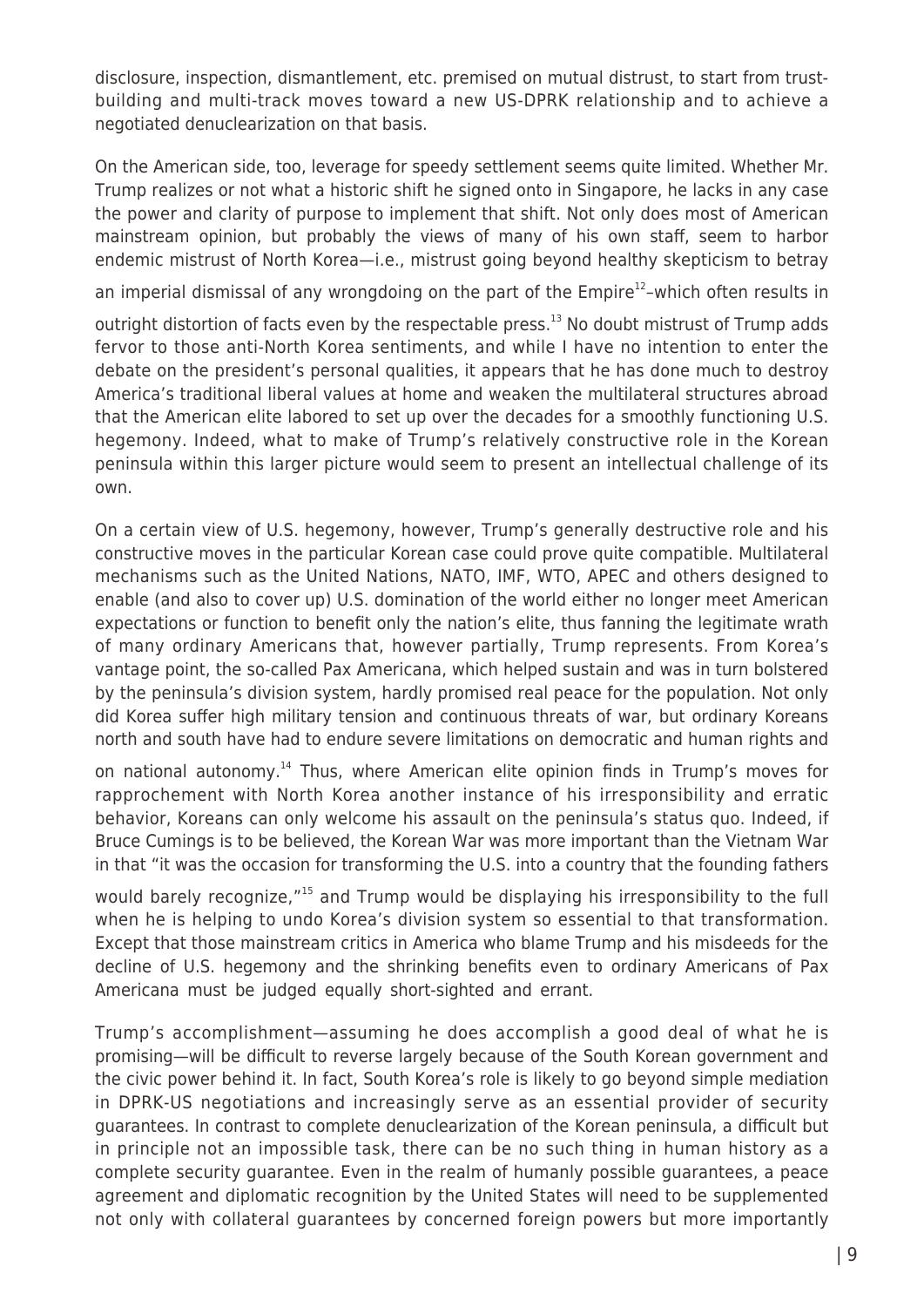disclosure, inspection, dismantlement, etc. premised on mutual distrust, to start from trust-building and multi-track moves toward a new US-DPRK relationship and to achieve a negotiated denuclearization on that basis.

On the American side, too, leverage for speedy settlement seems quite limited. Whether Mr. Trump realizes or not what a historic shift he signed onto in Singapore, he lacks in any case the power and clarity of purpose to implement that shift. Not only does most of American mainstream opinion, but probably the views of many of his own staff, seem to harbor endemic mistrust of North Korea—i.e., mistrust going beyond healthy skepticism to betray an imperial dismissal of any wrongdoing on the part of the Empire[12]–which often results in outright distortion of facts even by the respectable press.[13] No doubt mistrust of Trump adds fervor to those anti-North Korea sentiments, and while I have no intention to enter the debate on the president's personal qualities, it appears that he has done much to destroy America's traditional liberal values at home and weaken the multilateral structures abroad that the American elite labored to set up over the decades for a smoothly functioning U.S. hegemony. Indeed, what to make of Trump's relatively constructive role in the Korean peninsula within this larger picture would seem to present an intellectual challenge of its own.

On a certain view of U.S. hegemony, however, Trump's generally destructive role and his constructive moves in the particular Korean case could prove quite compatible. Multilateral mechanisms such as the United Nations, NATO, IMF, WTO, APEC and others designed to enable (and also to cover up) U.S. domination of the world either no longer meet American expectations or function to benefit only the nation's elite, thus fanning the legitimate wrath of many ordinary Americans that, however partially, Trump represents. From Korea's vantage point, the so-called Pax Americana, which helped sustain and was in turn bolstered by the peninsula's division system, hardly promised real peace for the population. Not only did Korea suffer high military tension and continuous threats of war, but ordinary Koreans north and south have had to endure severe limitations on democratic and human rights and on national autonomy.[14] Thus, where American elite opinion finds in Trump's moves for rapprochement with North Korea another instance of his irresponsibility and erratic behavior, Koreans can only welcome his assault on the peninsula's status quo. Indeed, if Bruce Cumings is to be believed, the Korean War was more important than the Vietnam War in that "it was the occasion for transforming the U.S. into a country that the founding fathers would barely recognize,"[15] and Trump would be displaying his irresponsibility to the full when he is helping to undo Korea's division system so essential to that transformation. Except that those mainstream critics in America who blame Trump and his misdeeds for the decline of U.S. hegemony and the shrinking benefits even to ordinary Americans of Pax Americana must be judged equally short-sighted and errant.

Trump's accomplishment—assuming he does accomplish a good deal of what he is promising—will be difficult to reverse largely because of the South Korean government and the civic power behind it. In fact, South Korea's role is likely to go beyond simple mediation in DPRK-US negotiations and increasingly serve as an essential provider of security guarantees. In contrast to complete denuclearization of the Korean peninsula, a difficult but in principle not an impossible task, there can be no such thing in human history as a complete security guarantee. Even in the realm of humanly possible guarantees, a peace agreement and diplomatic recognition by the United States will need to be supplemented not only with collateral guarantees by concerned foreign powers but more importantly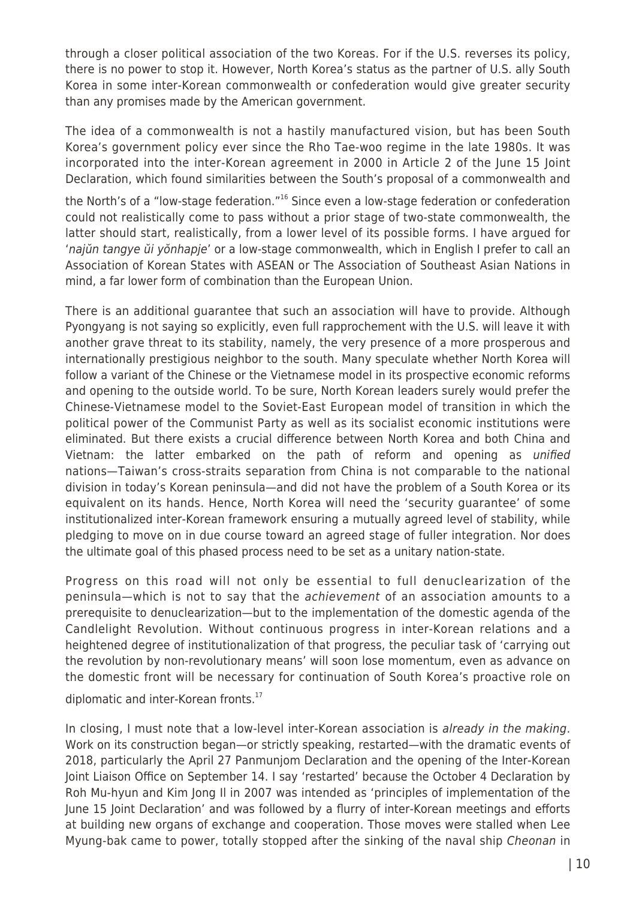through a closer political association of the two Koreas. For if the U.S. reverses its policy, there is no power to stop it. However, North Korea's status as the partner of U.S. ally South Korea in some inter-Korean commonwealth or confederation would give greater security than any promises made by the American government.

The idea of a commonwealth is not a hastily manufactured vision, but has been South Korea's government policy ever since the Rho Tae-woo regime in the late 1980s. It was incorporated into the inter-Korean agreement in 2000 in Article 2 of the June 15 Joint Declaration, which found similarities between the South's proposal of a commonwealth and the North's of a "low-stage federation."[16] Since even a low-stage federation or confederation could not realistically come to pass without a prior stage of two-state commonwealth, the latter should start, realistically, from a lower level of its possible forms. I have argued for '*najŭn tangye ŭi yŏnhapje*' or a low-stage commonwealth, which in English I prefer to call an Association of Korean States with ASEAN or The Association of Southeast Asian Nations in mind, a far lower form of combination than the European Union.

There is an additional guarantee that such an association will have to provide. Although Pyongyang is not saying so explicitly, even full rapprochement with the U.S. will leave it with another grave threat to its stability, namely, the very presence of a more prosperous and internationally prestigious neighbor to the south. Many speculate whether North Korea will follow a variant of the Chinese or the Vietnamese model in its prospective economic reforms and opening to the outside world. To be sure, North Korean leaders surely would prefer the Chinese-Vietnamese model to the Soviet-East European model of transition in which the political power of the Communist Party as well as its socialist economic institutions were eliminated. But there exists a crucial difference between North Korea and both China and Vietnam: the latter embarked on the path of reform and opening as *unified* nations—Taiwan's cross-straits separation from China is not comparable to the national division in today's Korean peninsula—and did not have the problem of a South Korea or its equivalent on its hands. Hence, North Korea will need the 'security guarantee' of some institutionalized inter-Korean framework ensuring a mutually agreed level of stability, while pledging to move on in due course toward an agreed stage of fuller integration. Nor does the ultimate goal of this phased process need to be set as a unitary nation-state.

Progress on this road will not only be essential to full denuclearization of the peninsula—which is not to say that the *achievement* of an association amounts to a prerequisite to denuclearization—but to the implementation of the domestic agenda of the Candlelight Revolution. Without continuous progress in inter-Korean relations and a heightened degree of institutionalization of that progress, the peculiar task of 'carrying out the revolution by non-revolutionary means' will soon lose momentum, even as advance on the domestic front will be necessary for continuation of South Korea's proactive role on diplomatic and inter-Korean fronts.[17]

In closing, I must note that a low-level inter-Korean association is *already in the making*. Work on its construction began—or strictly speaking, restarted—with the dramatic events of 2018, particularly the April 27 Panmunjom Declaration and the opening of the Inter-Korean Joint Liaison Office on September 14. I say 'restarted' because the October 4 Declaration by Roh Mu-hyun and Kim Jong Il in 2007 was intended as 'principles of implementation of the June 15 Joint Declaration' and was followed by a flurry of inter-Korean meetings and efforts at building new organs of exchange and cooperation. Those moves were stalled when Lee Myung-bak came to power, totally stopped after the sinking of the naval ship *Cheonan* in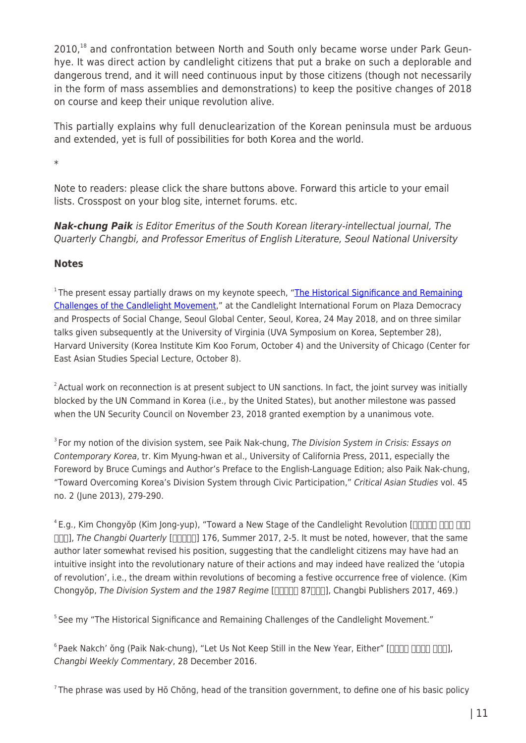2010,[18] and confrontation between North and South only became worse under Park Geun-hye. It was direct action by candlelight citizens that put a brake on such a deplorable and dangerous trend, and it will need continuous input by those citizens (though not necessarily in the form of mass assemblies and demonstrations) to keep the positive changes of 2018 on course and keep their unique revolution alive.

This partially explains why full denuclearization of the Korean peninsula must be arduous and extended, yet is full of possibilities for both Korea and the world.

*

Note to readers: please click the share buttons above. Forward this article to your email lists. Crosspost on your blog site, internet forums. etc.

***Nak-chung Paik*** *is Editor Emeritus of the South Korean literary-intellectual journal, The Quarterly Changbi, and Professor Emeritus of English Literature, Seoul National University*

#### Notes

[1] The present essay partially draws on my keynote speech, "[The Historical Significance and Remaining Challenges of the Candlelight Movement](#)," at the Candlelight International Forum on Plaza Democracy and Prospects of Social Change, Seoul Global Center, Seoul, Korea, 24 May 2018, and on three similar talks given subsequently at the University of Virginia (UVA Symposium on Korea, September 28), Harvard University (Korea Institute Kim Koo Forum, October 4) and the University of Chicago (Center for East Asian Studies Special Lecture, October 8).

[2] Actual work on reconnection is at present subject to UN sanctions. In fact, the joint survey was initially blocked by the UN Command in Korea (i.e., by the United States), but another milestone was passed when the UN Security Council on November 23, 2018 granted exemption by a unanimous vote.

[3] For my notion of the division system, see Paik Nak-chung, *The Division System in Crisis: Essays on Contemporary Korea*, tr. Kim Myung-hwan et al., University of California Press, 2011, especially the Foreword by Bruce Cumings and Author's Preface to the English-Language Edition; also Paik Nak-chung, "Toward Overcoming Korea's Division System through Civic Participation," *Critical Asian Studies* vol. 45 no. 2 (June 2013), 279-290.

[4] E.g., Kim Chongyŏp (Kim Jong-yup), "Toward a New Stage of the Candlelight Revolution [□□□□□ □□□ □□□ □□□], *The Changbi Quarterly* [□□□□□] 176, Summer 2017, 2-5. It must be noted, however, that the same author later somewhat revised his position, suggesting that the candlelight citizens may have had an intuitive insight into the revolutionary nature of their actions and may indeed have realized the 'utopia of revolution', i.e., the dream within revolutions of becoming a festive occurrence free of violence. (Kim Chongyŏp, *The Division System and the 1987 Regime* [□□□□□ 87□□□], Changbi Publishers 2017, 469.)

[5] See my "The Historical Significance and Remaining Challenges of the Candlelight Movement."

[6] Paek Nakch' ŏng (Paik Nak-chung), "Let Us Not Keep Still in the New Year, Either" [□□□□ □□□□ □□□], *Changbi Weekly Commentary*, 28 December 2016.

[7] The phrase was used by Hŏ Chŏng, head of the transition government, to define one of his basic policy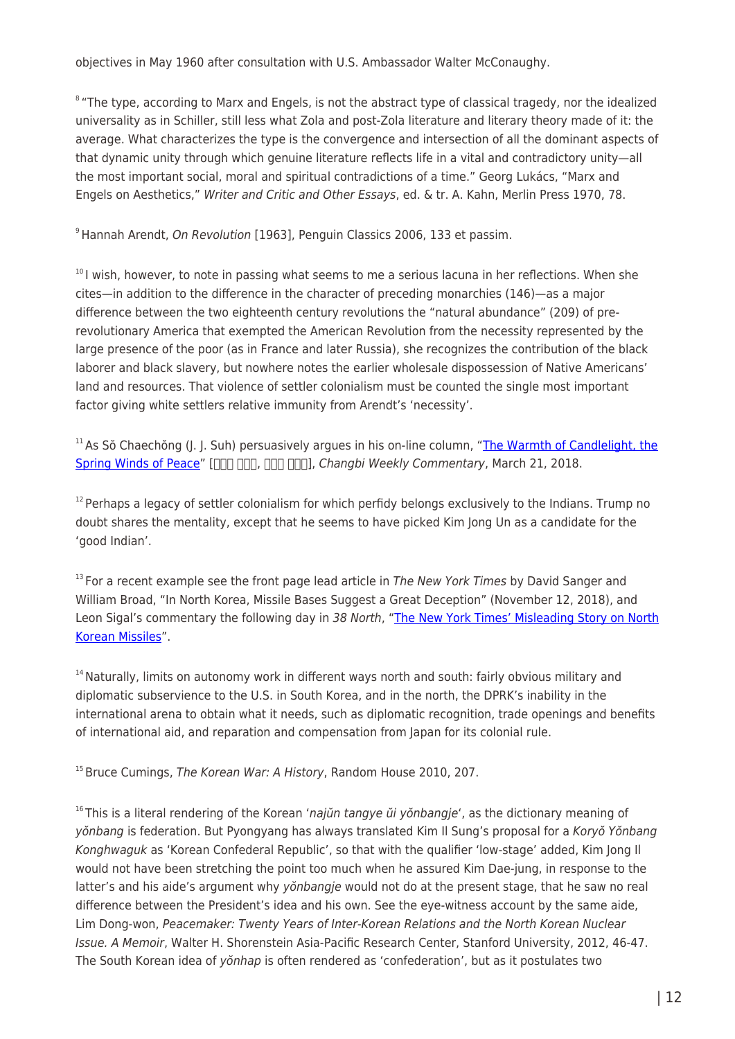objectives in May 1960 after consultation with U.S. Ambassador Walter McConaughy.

[8] "The type, according to Marx and Engels, is not the abstract type of classical tragedy, nor the idealized universality as in Schiller, still less what Zola and post-Zola literature and literary theory made of it: the average. What characterizes the type is the convergence and intersection of all the dominant aspects of that dynamic unity through which genuine literature reflects life in a vital and contradictory unity—all the most important social, moral and spiritual contradictions of a time." Georg Lukács, "Marx and Engels on Aesthetics," *Writer and Critic and Other Essays*, ed. & tr. A. Kahn, Merlin Press 1970, 78.

[9] Hannah Arendt, *On Revolution* [1963], Penguin Classics 2006, 133 et passim.

[10] I wish, however, to note in passing what seems to me a serious lacuna in her reflections. When she cites—in addition to the difference in the character of preceding monarchies (146)—as a major difference between the two eighteenth century revolutions the "natural abundance" (209) of pre-revolutionary America that exempted the American Revolution from the necessity represented by the large presence of the poor (as in France and later Russia), she recognizes the contribution of the black laborer and black slavery, but nowhere notes the earlier wholesale dispossession of Native Americans' land and resources. That violence of settler colonialism must be counted the single most important factor giving white settlers relative immunity from Arendt's 'necessity'.

[11] As Sŏ Chaechŏng (J. J. Suh) persuasively argues in his on-line column, "The Warmth of Candlelight, the Spring Winds of Peace" [□□□ □□□, □□□ □□□], *Changbi Weekly Commentary*, March 21, 2018.

[12] Perhaps a legacy of settler colonialism for which perfidy belongs exclusively to the Indians. Trump no doubt shares the mentality, except that he seems to have picked Kim Jong Un as a candidate for the 'good Indian'.

[13] For a recent example see the front page lead article in *The New York Times* by David Sanger and William Broad, "In North Korea, Missile Bases Suggest a Great Deception" (November 12, 2018), and Leon Sigal's commentary the following day in *38 North*, "The New York Times' Misleading Story on North Korean Missiles".

[14] Naturally, limits on autonomy work in different ways north and south: fairly obvious military and diplomatic subservience to the U.S. in South Korea, and in the north, the DPRK's inability in the international arena to obtain what it needs, such as diplomatic recognition, trade openings and benefits of international aid, and reparation and compensation from Japan for its colonial rule.

[15] Bruce Cumings, *The Korean War: A History*, Random House 2010, 207.

[16] This is a literal rendering of the Korean '*najŭn tangye ŭi yŏnbangje*', as the dictionary meaning of *yŏnbang* is federation. But Pyongyang has always translated Kim Il Sung's proposal for a *Koryŏ Yŏnbang Konghwaguk* as 'Korean Confederal Republic', so that with the qualifier 'low-stage' added, Kim Jong Il would not have been stretching the point too much when he assured Kim Dae-jung, in response to the latter's and his aide's argument why *yŏnbangje* would not do at the present stage, that he saw no real difference between the President's idea and his own. See the eye-witness account by the same aide, Lim Dong-won, *Peacemaker: Twenty Years of Inter-Korean Relations and the North Korean Nuclear Issue. A Memoir*, Walter H. Shorenstein Asia-Pacific Research Center, Stanford University, 2012, 46-47. The South Korean idea of *yŏnhap* is often rendered as 'confederation', but as it postulates two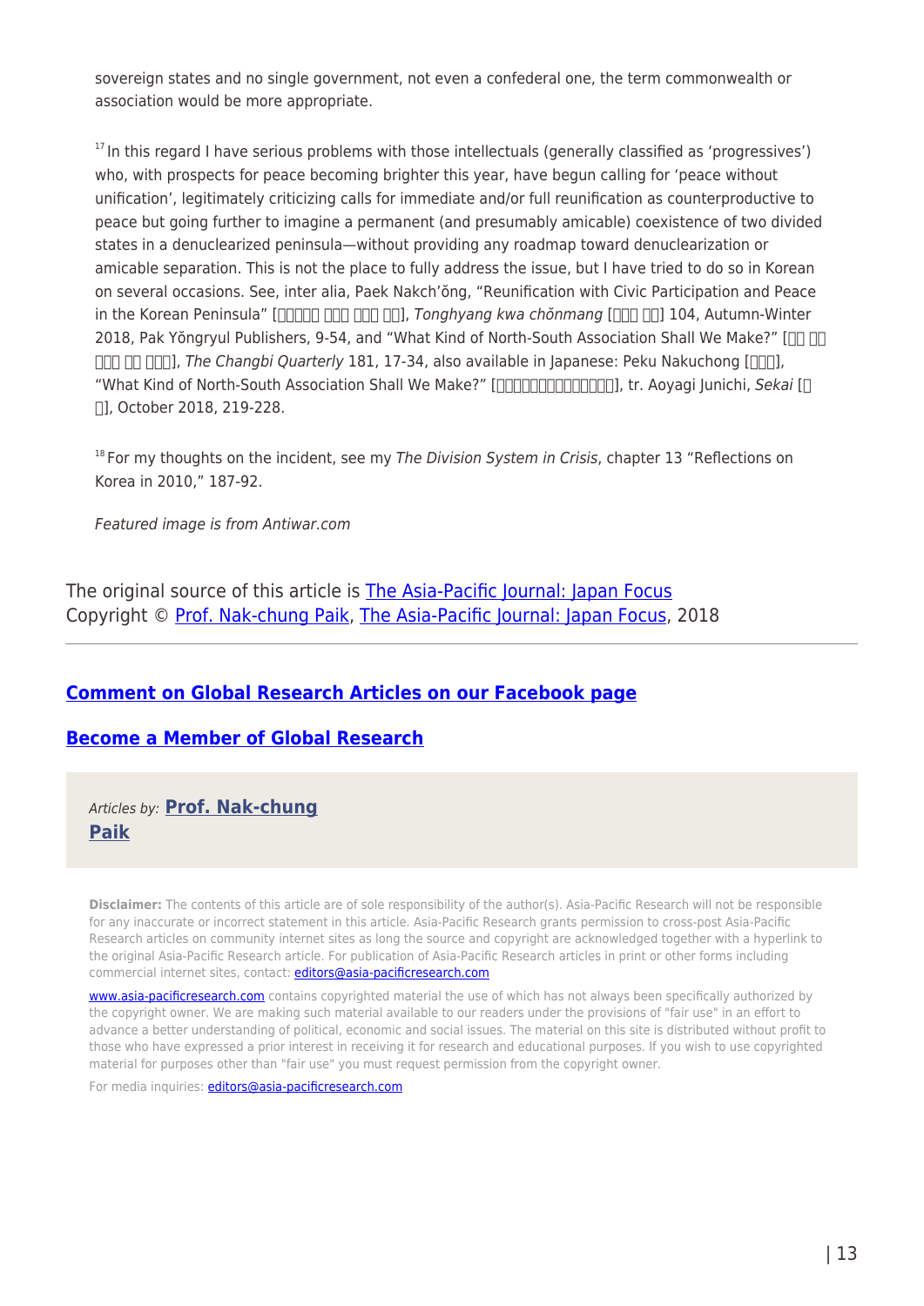sovereign states and no single government, not even a confederal one, the term commonwealth or association would be more appropriate.

[17] In this regard I have serious problems with those intellectuals (generally classified as 'progressives') who, with prospects for peace becoming brighter this year, have begun calling for 'peace without unification', legitimately criticizing calls for immediate and/or full reunification as counterproductive to peace but going further to imagine a permanent (and presumably amicable) coexistence of two divided states in a denuclearized peninsula—without providing any roadmap toward denuclearization or amicable separation. This is not the place to fully address the issue, but I have tried to do so in Korean on several occasions. See, inter alia, Paek Nakch'ŏng, "Reunification with Civic Participation and Peace in the Korean Peninsula" [□□□□□ □□□ □□□ □□], *Tonghyang kwa chŏnmang* [□□□ □□] 104, Autumn-Winter 2018, Pak Yŏngryul Publishers, 9-54, and "What Kind of North-South Association Shall We Make?" [□□ □□ □□□ □□ □□□], *The Changbi Quarterly* 181, 17-34, also available in Japanese: Peku Nakuchong [□□□], "What Kind of North-South Association Shall We Make?" [□□□□□□□□□□□□□], tr. Aoyagi Junichi, *Sekai* [□□], October 2018, 219-228.

[18] For my thoughts on the incident, see my *The Division System in Crisis*, chapter 13 "Reflections on Korea in 2010," 187-92.

*Featured image is from Antiwar.com*

The original source of this article is The Asia-Pacific Journal: Japan Focus
Copyright © Prof. Nak-chung Paik, The Asia-Pacific Journal: Japan Focus, 2018

---

**Comment on Global Research Articles on our Facebook page**

**Become a Member of Global Research**

*Articles by:* **Prof. Nak-chung Paik**

**Disclaimer:** The contents of this article are of sole responsibility of the author(s). Asia-Pacific Research will not be responsible for any inaccurate or incorrect statement in this article. Asia-Pacific Research grants permission to cross-post Asia-Pacific Research articles on community internet sites as long the source and copyright are acknowledged together with a hyperlink to the original Asia-Pacific Research article. For publication of Asia-Pacific Research articles in print or other forms including commercial internet sites, contact: editors@asia-pacificresearch.com

www.asia-pacificresearch.com contains copyrighted material the use of which has not always been specifically authorized by the copyright owner. We are making such material available to our readers under the provisions of "fair use" in an effort to advance a better understanding of political, economic and social issues. The material on this site is distributed without profit to those who have expressed a prior interest in receiving it for research and educational purposes. If you wish to use copyrighted material for purposes other than "fair use" you must request permission from the copyright owner.

For media inquiries: editors@asia-pacificresearch.com